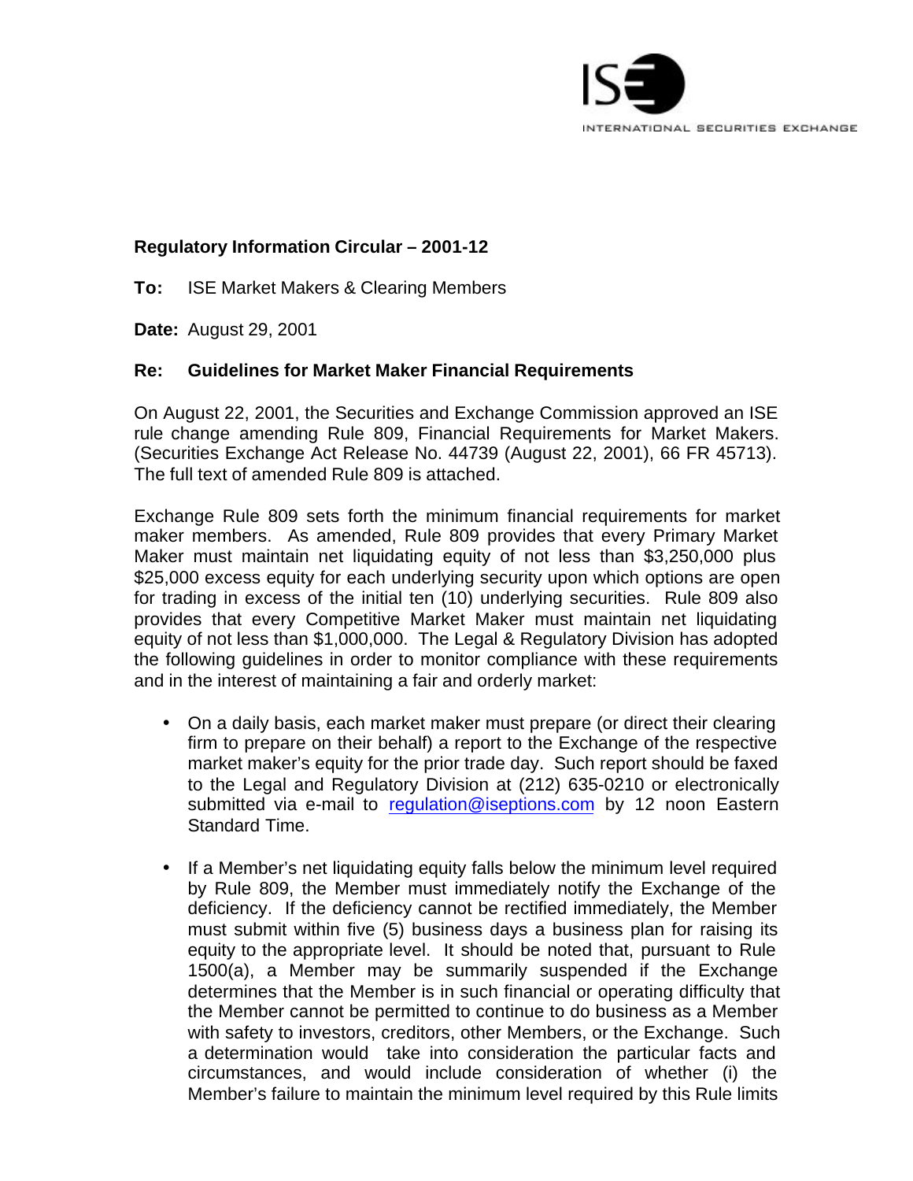ISE

INTERNATIONAL SECURITIES EXCHANGE

**Regulatory Information Circular – 2001-12**

**To:** ISE Market Makers & Clearing Members

**Date:** August 29, 2001

**Re: Guidelines for Market Maker Financial Requirements**

On August 22, 2001, the Securities and Exchange Commission approved an ISE rule change amending Rule 809, Financial Requirements for Market Makers. (Securities Exchange Act Release No. 44739 (August 22, 2001), 66 FR 45713). The full text of amended Rule 809 is attached.

Exchange Rule 809 sets forth the minimum financial requirements for market maker members. As amended, Rule 809 provides that every Primary Market Maker must maintain net liquidating equity of not less than $3,250,000 plus $25,000 excess equity for each underlying security upon which options are open for trading in excess of the initial ten (10) underlying securities. Rule 809 also provides that every Competitive Market Maker must maintain net liquidating equity of not less than $1,000,000. The Legal & Regulatory Division has adopted the following guidelines in order to monitor compliance with these requirements and in the interest of maintaining a fair and orderly market:

- On a daily basis, each market maker must prepare (or direct their clearing firm to prepare on their behalf) a report to the Exchange of the respective market maker's equity for the prior trade day. Such report should be faxed to the Legal and Regulatory Division at (212) 635-0210 or electronically submitted via e-mail to regulation@iseptions.com by 12 noon Eastern Standard Time.

- If a Member's net liquidating equity falls below the minimum level required by Rule 809, the Member must immediately notify the Exchange of the deficiency. If the deficiency cannot be rectified immediately, the Member must submit within five (5) business days a business plan for raising its equity to the appropriate level. It should be noted that, pursuant to Rule 1500(a), a Member may be summarily suspended if the Exchange determines that the Member is in such financial or operating difficulty that the Member cannot be permitted to continue to do business as a Member with safety to investors, creditors, other Members, or the Exchange. Such a determination would take into consideration the particular facts and circumstances, and would include consideration of whether (i) the Member's failure to maintain the minimum level required by this Rule limits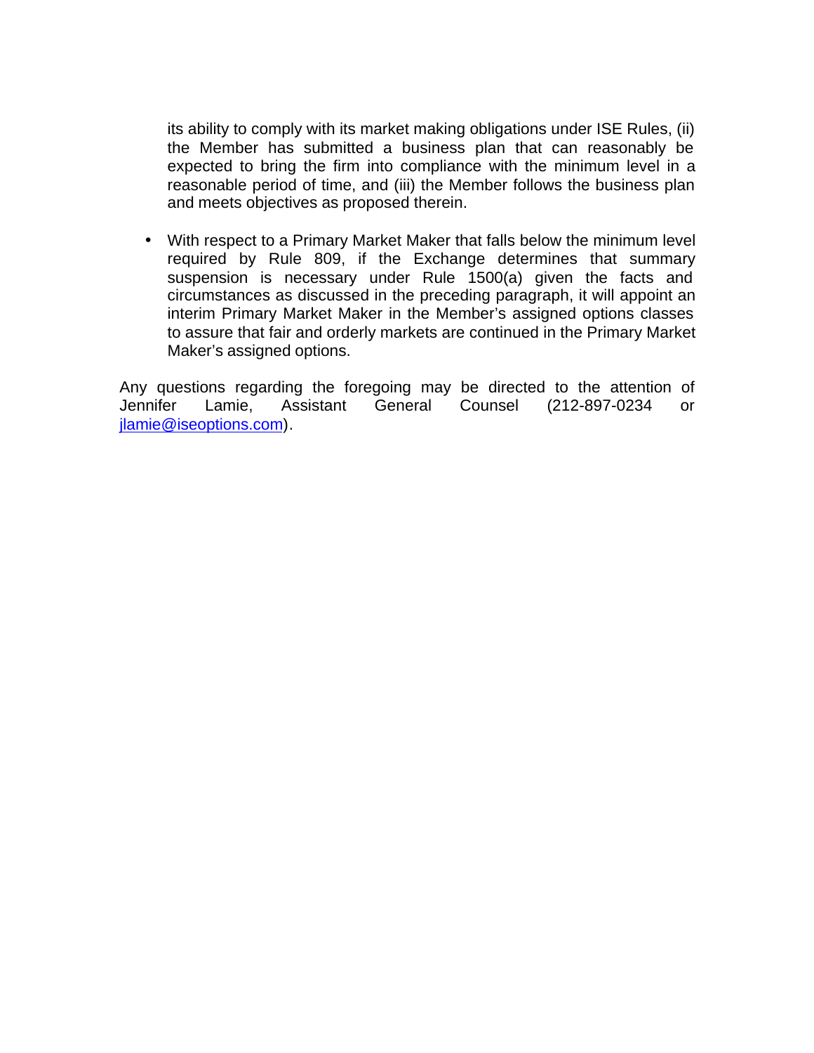its ability to comply with its market making obligations under ISE Rules, (ii) the Member has submitted a business plan that can reasonably be expected to bring the firm into compliance with the minimum level in a reasonable period of time, and (iii) the Member follows the business plan and meets objectives as proposed therein.

- With respect to a Primary Market Maker that falls below the minimum level required by Rule 809, if the Exchange determines that summary suspension is necessary under Rule 1500(a) given the facts and circumstances as discussed in the preceding paragraph, it will appoint an interim Primary Market Maker in the Member's assigned options classes to assure that fair and orderly markets are continued in the Primary Market Maker's assigned options.

Any questions regarding the foregoing may be directed to the attention of Jennifer Lamie, Assistant General Counsel (212-897-0234 or jlamie@iseoptions.com).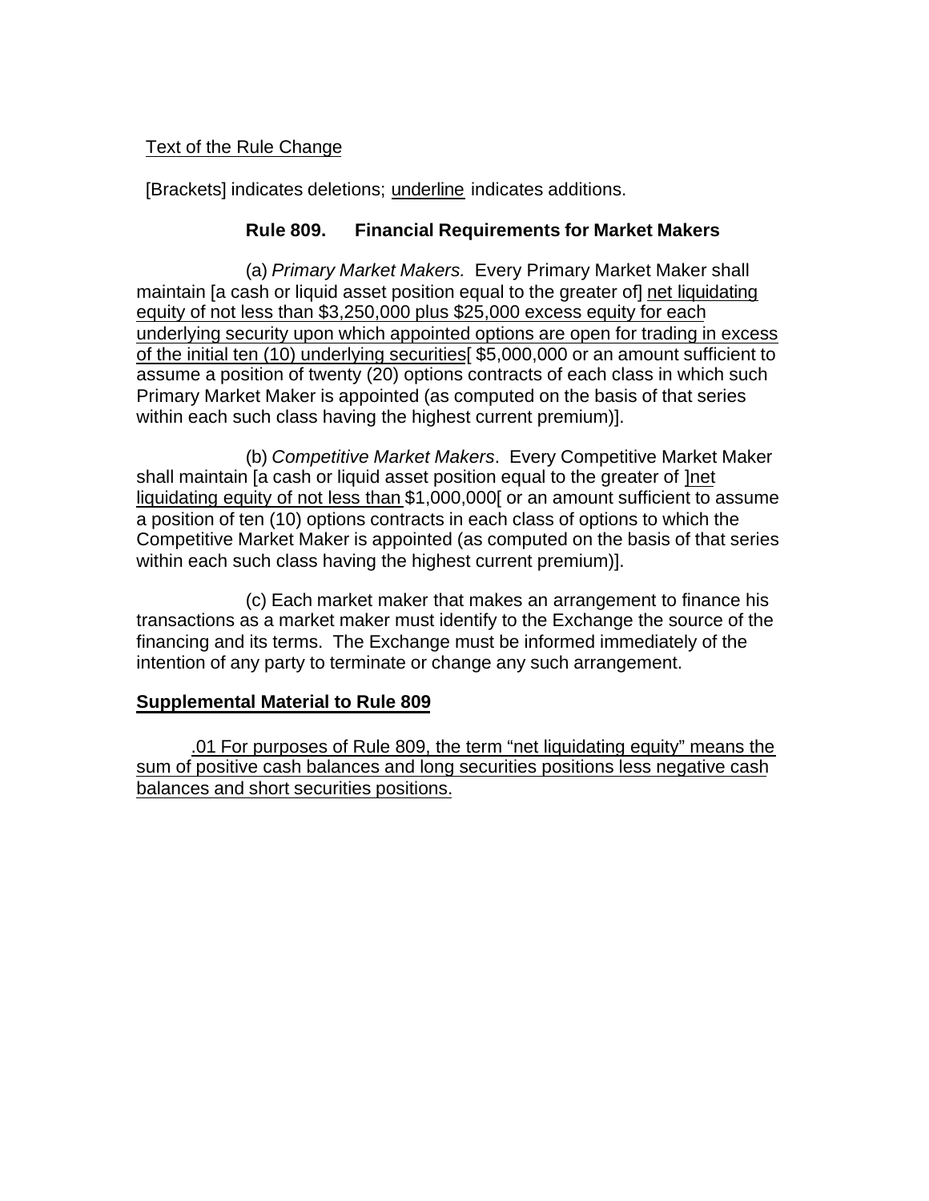Text of the Rule Change

[Brackets] indicates deletions; underline indicates additions.

**Rule 809. Financial Requirements for Market Makers**

(a) *Primary Market Makers.* Every Primary Market Maker shall maintain [a cash or liquid asset position equal to the greater of] net liquidating equity of not less than $3,250,000 plus $25,000 excess equity for each underlying security upon which appointed options are open for trading in excess of the initial ten (10) underlying securities[ $5,000,000 or an amount sufficient to assume a position of twenty (20) options contracts of each class in which such Primary Market Maker is appointed (as computed on the basis of that series within each such class having the highest current premium)].

(b) *Competitive Market Makers*. Every Competitive Market Maker shall maintain [a cash or liquid asset position equal to the greater of ]net liquidating equity of not less than $1,000,000[ or an amount sufficient to assume a position of ten (10) options contracts in each class of options to which the Competitive Market Maker is appointed (as computed on the basis of that series within each such class having the highest current premium)].

(c) Each market maker that makes an arrangement to finance his transactions as a market maker must identify to the Exchange the source of the financing and its terms. The Exchange must be informed immediately of the intention of any party to terminate or change any such arrangement.

**Supplemental Material to Rule 809**

.01 For purposes of Rule 809, the term "net liquidating equity" means the sum of positive cash balances and long securities positions less negative cash balances and short securities positions.